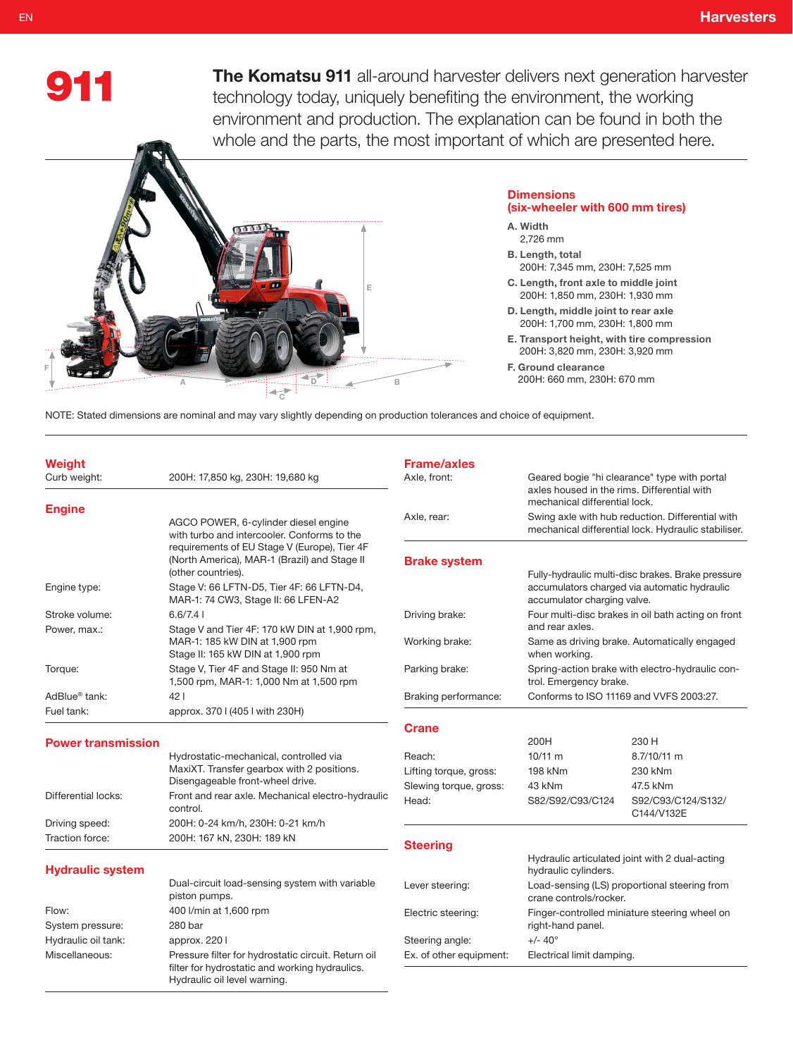# 911

**The Komatsu 911** all-around harvester delivers next generation harvester technology today, uniquely benefiting the environment, the working environment and production. The explanation can be found in both the whole and the parts, the most important of which are presented here.

## Dimensions (six-wheeler with 600 mm tires)

**A. Width**
2,726 mm

**B. Length, total**
200H: 7,345 mm, 230H: 7,525 mm

**C. Length, front axle to middle joint**
200H: 1,850 mm, 230H: 1,930 mm

**D. Length, middle joint to rear axle**
200H: 1,700 mm, 230H: 1,800 mm

**E. Transport height, with tire compression**
200H: 3,820 mm, 230H: 3,920 mm

**F. Ground clearance**
200H: 660 mm, 230H: 670 mm

NOTE: Stated dimensions are nominal and may vary slightly depending on production tolerances and choice of equipment.

## Weight

| | |
|---|---|
| Curb weight: | 200H: 17,850 kg, 230H: 19,680 kg |

## Engine

| | |
|---|---|
| | AGCO POWER, 6-cylinder diesel engine with turbo and intercooler. Conforms to the requirements of EU Stage V (Europe), Tier 4F (North America), MAR-1 (Brazil) and Stage II (other countries). |
| Engine type: | Stage V: 66 LFTN-D5, Tier 4F: 66 LFTN-D4, MAR-1: 74 CW3, Stage II: 66 LFEN-A2 |
| Stroke volume: | 6.6/7.4 l |
| Power, max.: | Stage V and Tier 4F: 170 kW DIN at 1,900 rpm, MAR-1: 185 kW DIN at 1,900 rpm Stage II: 165 kW DIN at 1,900 rpm |
| Torque: | Stage V, Tier 4F and Stage II: 950 Nm at 1,500 rpm, MAR-1: 1,000 Nm at 1,500 rpm |
| AdBlue® tank: | 42 l |
| Fuel tank: | approx. 370 l (405 l with 230H) |

## Power transmission

| | |
|---|---|
| | Hydrostatic-mechanical, controlled via MaxiXT. Transfer gearbox with 2 positions. Disengageable front-wheel drive. |
| Differential locks: | Front and rear axle. Mechanical electro-hydraulic control. |
| Driving speed: | 200H: 0-24 km/h, 230H: 0-21 km/h |
| Traction force: | 200H: 167 kN, 230H: 189 kN |

## Hydraulic system

| | |
|---|---|
| | Dual-circuit load-sensing system with variable piston pumps. |
| Flow: | 400 l/min at 1,600 rpm |
| System pressure: | 280 bar |
| Hydraulic oil tank: | approx. 220 l |
| Miscellaneous: | Pressure filter for hydrostatic circuit. Return oil filter for hydrostatic and working hydraulics. Hydraulic oil level warning. |

## Frame/axles

| | |
|---|---|
| Axle, front: | Geared bogie "hi clearance" type with portal axles housed in the rims. Differential with mechanical differential lock. |
| Axle, rear: | Swing axle with hub reduction. Differential with mechanical differential lock. Hydraulic stabiliser. |

## Brake system

| | |
|---|---|
| | Fully-hydraulic multi-disc brakes. Brake pressure accumulators charged via automatic hydraulic accumulator charging valve. |
| Driving brake: | Four multi-disc brakes in oil bath acting on front and rear axles. |
| Working brake: | Same as driving brake. Automatically engaged when working. |
| Parking brake: | Spring-action brake with electro-hydraulic control. Emergency brake. |
| Braking performance: | Conforms to ISO 11169 and VVFS 2003:27. |

## Crane

| | 200H | 230 H |
|---|---|---|
| Reach: | 10/11 m | 8.7/10/11 m |
| Lifting torque, gross: | 198 kNm | 230 kNm |
| Slewing torque, gross: | 43 kNm | 47.5 kNm |
| Head: | S82/S92/C93/C124 | S92/C93/C124/S132/ C144/V132E |

## Steering

| | |
|---|---|
| | Hydraulic articulated joint with 2 dual-acting hydraulic cylinders. |
| Lever steering: | Load-sensing (LS) proportional steering from crane controls/rocker. |
| Electric steering: | Finger-controlled miniature steering wheel on right-hand panel. |
| Steering angle: | +/- 40° |
| Ex. of other equipment: | Electrical limit damping. |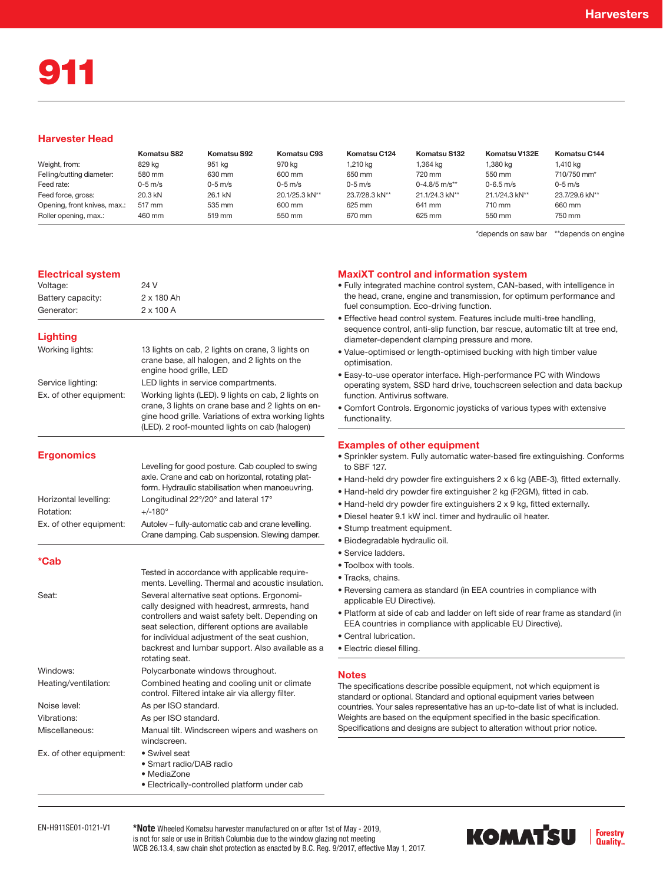# 911

## Harvester Head

| | Komatsu S82 | Komatsu S92 | Komatsu C93 | Komatsu C124 | Komatsu S132 | Komatsu V132E | Komatsu C144 |
|---|---|---|---|---|---|---|---|
| Weight, from: | 829 kg | 951 kg | 970 kg | 1,210 kg | 1,364 kg | 1,380 kg | 1,410 kg |
| Felling/cutting diameter: | 580 mm | 630 mm | 600 mm | 650 mm | 720 mm | 550 mm | 710/750 mm* |
| Feed rate: | 0-5 m/s | 0-5 m/s | 0-5 m/s | 0-5 m/s | 0-4.8/5 m/s** | 0-6.5 m/s | 0-5 m/s |
| Feed force, gross: | 20.3 kN | 26.1 kN | 20.1/25.3 kN** | 23.7/28.3 kN** | 21.1/24.3 kN** | 21.1/24.3 kN** | 23.7/29.6 kN** |
| Opening, front knives, max.: | 517 mm | 535 mm | 600 mm | 625 mm | 641 mm | 710 mm | 660 mm |
| Roller opening, max.: | 460 mm | 519 mm | 550 mm | 670 mm | 625 mm | 550 mm | 750 mm |

*depends on saw bar **depends on engine

## Electrical system

| | |
|---|---|
| Voltage: | 24 V |
| Battery capacity: | 2 x 180 Ah |
| Generator: | 2 x 100 A |

## Lighting

| | |
|---|---|
| Working lights: | 13 lights on cab, 2 lights on crane, 3 lights on crane base, all halogen, and 2 lights on the engine hood grille, LED |
| Service lighting: | LED lights in service compartments. |
| Ex. of other equipment: | Working lights (LED). 9 lights on cab, 2 lights on crane, 3 lights on crane base and 2 lights on engine hood grille. Variations of extra working lights (LED). 2 roof-mounted lights on cab (halogen) |

## Ergonomics

| | |
|---|---|
| | Levelling for good posture. Cab coupled to swing axle. Crane and cab on horizontal, rotating platform. Hydraulic stabilisation when manoeuvring. |
| Horizontal levelling: | Longitudinal 22°/20° and lateral 17° |
| Rotation: | +/-180° |
| Ex. of other equipment: | Autolev – fully-automatic cab and crane levelling. Crane damping. Cab suspension. Slewing damper. |

## *Cab

| | |
|---|---|
| | Tested in accordance with applicable requirements. Levelling. Thermal and acoustic insulation. |
| Seat: | Several alternative seat options. Ergonomically designed with headrest, armrests, hand controllers and waist safety belt. Depending on seat selection, different options are available for individual adjustment of the seat cushion, backrest and lumbar support. Also available as a rotating seat. |
| Windows: | Polycarbonate windows throughout. |
| Heating/ventilation: | Combined heating and cooling unit or climate control. Filtered intake air via allergy filter. |
| Noise level: | As per ISO standard. |
| Vibrations: | As per ISO standard. |
| Miscellaneous: | Manual tilt. Windscreen wipers and washers on windscreen. |
| Ex. of other equipment: | • Swivel seat<br>• Smart radio/DAB radio<br>• MediaZone<br>• Electrically-controlled platform under cab |

## MaxiXT control and information system

- Fully integrated machine control system, CAN-based, with intelligence in the head, crane, engine and transmission, for optimum performance and fuel consumption. Eco-driving function.
- Effective head control system. Features include multi-tree handling, sequence control, anti-slip function, bar rescue, automatic tilt at tree end, diameter-dependent clamping pressure and more.
- Value-optimised or length-optimised bucking with high timber value optimisation.
- Easy-to-use operator interface. High-performance PC with Windows operating system, SSD hard drive, touchscreen selection and data backup function. Antivirus software.
- Comfort Controls. Ergonomic joysticks of various types with extensive functionality.

## Examples of other equipment

- Sprinkler system. Fully automatic water-based fire extinguishing. Conforms to SBF 127.
- Hand-held dry powder fire extinguishers 2 x 6 kg (ABE-3), fitted externally.
- Hand-held dry powder fire extinguisher 2 kg (F2GM), fitted in cab.
- Hand-held dry powder fire extinguishers 2 x 9 kg, fitted externally.
- Diesel heater 9.1 kW incl. timer and hydraulic oil heater.
- Stump treatment equipment.
- Biodegradable hydraulic oil.
- Service ladders.
- Toolbox with tools.
- Tracks, chains.
- Reversing camera as standard (in EEA countries in compliance with applicable EU Directive).
- Platform at side of cab and ladder on left side of rear frame as standard (in EEA countries in compliance with applicable EU Directive).
- Central lubrication.
- Electric diesel filling.

## Notes

The specifications describe possible equipment, not which equipment is standard or optional. Standard and optional equipment varies between countries. Your sales representative has an up-to-date list of what is included. Weights are based on the equipment specified in the basic specification. Specifications and designs are subject to alteration without prior notice.

EN-H911SE01-0121-V1

**\*Note** Wheeled Komatsu harvester manufactured on or after 1st of May - 2019, is not for sale or use in British Columbia due to the window glazing not meeting WCB 26.13.4, saw chain shot protection as enacted by B.C. Reg. 9/2017, effective May 1, 2017.